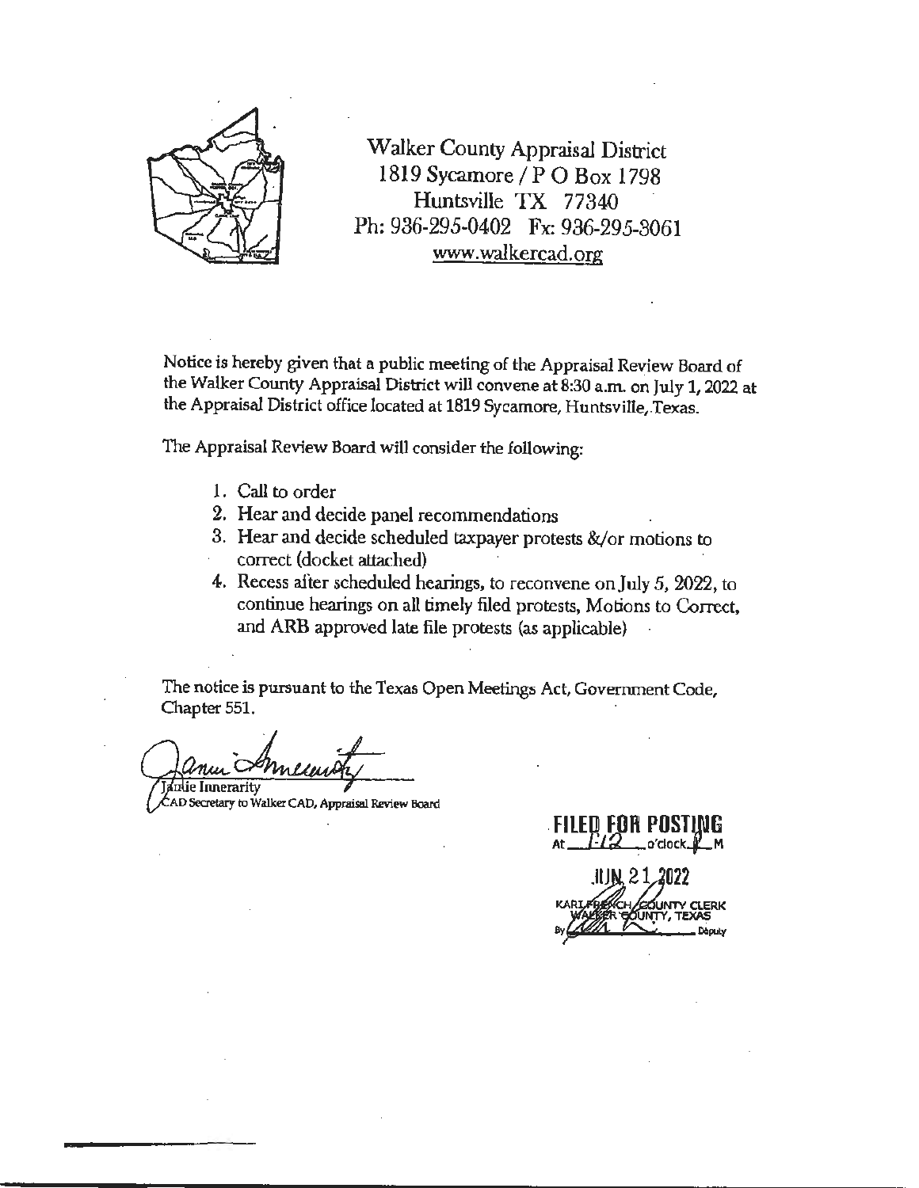Walker County Appraisal District
1819 Sycamore / P O Box 1798
Huntsville TX 77340
Ph: 936-295-0402 Fx: 936-295-3061
www.walkercad.org

Notice is hereby given that a public meeting of the Appraisal Review Board of the Walker County Appraisal District will convene at 8:30 a.m. on July 1, 2022 at the Appraisal District office located at 1819 Sycamore, Huntsville, Texas.

The Appraisal Review Board will consider the following:

1. Call to order
2. Hear and decide panel recommendations
3. Hear and decide scheduled taxpayer protests &/or motions to correct (docket attached)
4. Recess after scheduled hearings, to reconvene on July 5, 2022, to continue hearings on all timely filed protests, Motions to Correct, and ARB approved late file protests (as applicable)

The notice is pursuant to the Texas Open Meetings Act, Government Code, Chapter 551.

Janie Innerarity
CAD Secretary to Walker CAD, Appraisal Review Board

FILED FOR POSTING
At 1:12 o'clock P M

JUN 21 2022

KARI FRENCH, COUNTY CLERK
WALKER COUNTY, TEXAS
By __________ Deputy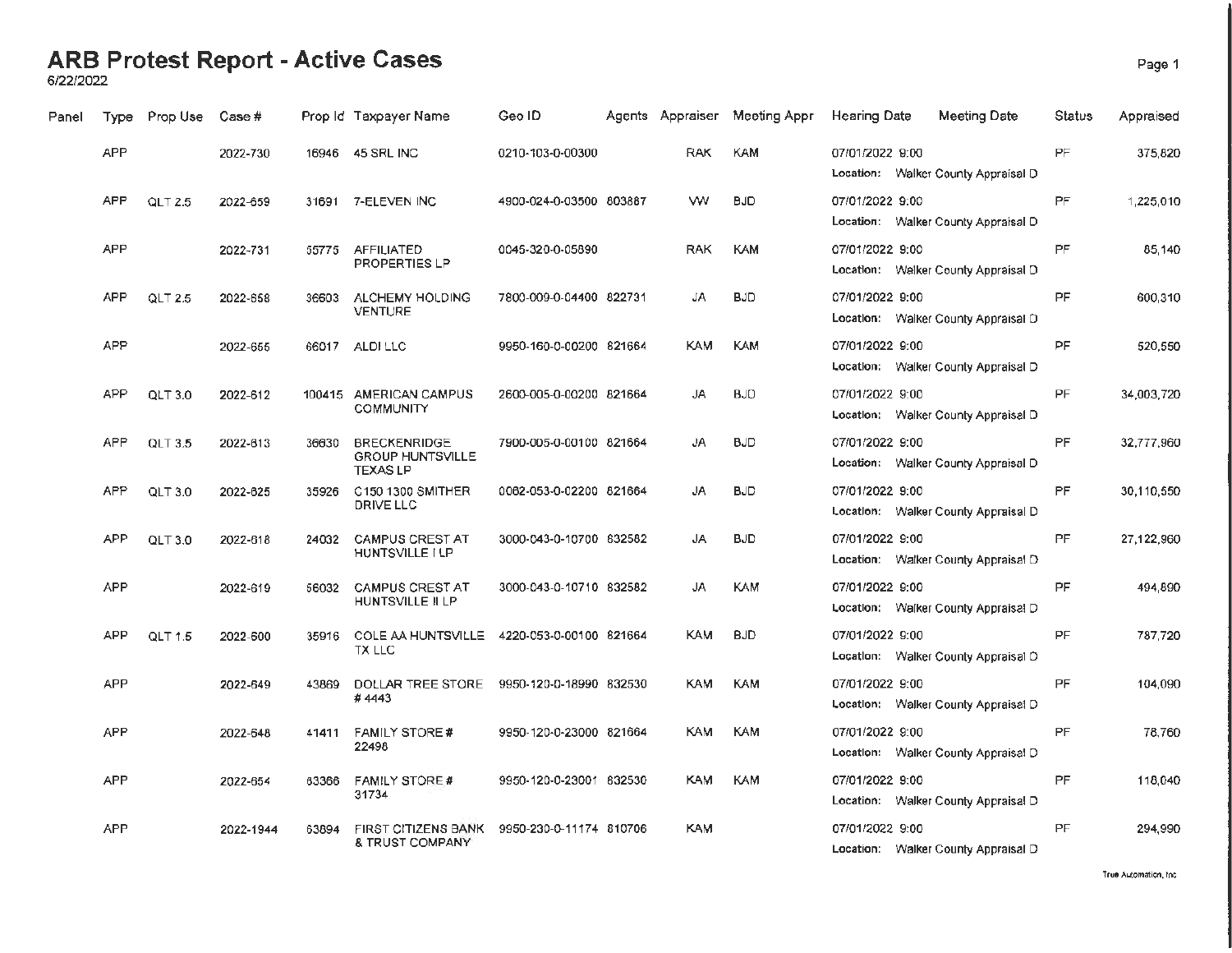# ARB Protest Report - Active Cases

6/22/2022

| Panel | Type | Prop Use | Case # | Prop Id | Taxpayer Name | Geo ID | Agents | Appraiser | Meeting Appr | Hearing Date | Meeting Date | Status | Appraised |
|---|---|---|---|---|---|---|---|---|---|---|---|---|---|
| | APP | | 2022-730 | 16946 | 45 SRL INC | 0210-103-0-00300 | | RAK | KAM | 07/01/2022 9:00 Location: Walker County Appraisal D | | PF | 375,820 |
| | APP | QLT 2.5 | 2022-659 | 31691 | 7-ELEVEN INC | 4900-024-0-03500 | 803887 | VW | BJD | 07/01/2022 9:00 Location: Walker County Appraisal D | | PF | 1,225,010 |
| | APP | | 2022-731 | 65775 | AFFILIATED PROPERTIES LP | 0045-320-0-05690 | | RAK | KAM | 07/01/2022 9:00 Location: Walker County Appraisal D | | PF | 85,140 |
| | APP | QLT 2.5 | 2022-658 | 36603 | ALCHEMY HOLDING VENTURE | 7800-009-0-04400 | 822731 | JA | BJD | 07/01/2022 9:00 Location: Walker County Appraisal D | | PF | 600,310 |
| | APP | | 2022-655 | 66017 | ALDI LLC | 9950-160-0-00200 | 821664 | KAM | KAM | 07/01/2022 9:00 Location: Walker County Appraisal D | | PF | 520,550 |
| | APP | QLT 3.0 | 2022-612 | 100415 | AMERICAN CAMPUS COMMUNITY | 2600-005-0-00200 | 821664 | JA | BJD | 07/01/2022 9:00 Location: Walker County Appraisal D | | PF | 34,003,720 |
| | APP | QLT 3.5 | 2022-613 | 36630 | BRECKENRIDGE GROUP HUNTSVILLE TEXAS LP | 7900-005-0-00100 | 821664 | JA | BJD | 07/01/2022 9:00 Location: Walker County Appraisal D | | PF | 32,777,960 |
| | APP | QLT 3.0 | 2022-625 | 35926 | C150 1300 SMITHER DRIVE LLC | 0062-053-0-02200 | 821664 | JA | BJD | 07/01/2022 9:00 Location: Walker County Appraisal D | | PF | 30,110,550 |
| | APP | QLT 3.0 | 2022-618 | 24032 | CAMPUS CREST AT HUNTSVILLE I LP | 3000-043-0-10700 | 832582 | JA | BJD | 07/01/2022 9:00 Location: Walker County Appraisal D | | PF | 27,122,960 |
| | APP | | 2022-619 | 56032 | CAMPUS CREST AT HUNTSVILLE II LP | 3000-043-0-10710 | 832582 | JA | KAM | 07/01/2022 9:00 Location: Walker County Appraisal D | | PF | 494,890 |
| | APP | QLT 1.5 | 2022-600 | 35916 | COLE AA HUNTSVILLE TX LLC | 4220-053-0-00100 | 821664 | KAM | BJD | 07/01/2022 9:00 Location: Walker County Appraisal D | | PF | 787,720 |
| | APP | | 2022-649 | 43869 | DOLLAR TREE STORE # 4443 | 9950-120-0-18990 | 832530 | KAM | KAM | 07/01/2022 9:00 Location: Walker County Appraisal D | | PF | 104,090 |
| | APP | | 2022-648 | 41411 | FAMILY STORE # 22498 | 9950-120-0-23000 | 821664 | KAM | KAM | 07/01/2022 9:00 Location: Walker County Appraisal D | | PF | 78,760 |
| | APP | | 2022-654 | 63366 | FAMILY STORE # 31734 | 9950-120-0-23001 | 832530 | KAM | KAM | 07/01/2022 9:00 Location: Walker County Appraisal D | | PF | 118,040 |
| | APP | | 2022-1944 | 63894 | FIRST CITIZENS BANK & TRUST COMPANY | 9950-230-0-11174 | 810706 | KAM | | 07/01/2022 9:00 Location: Walker County Appraisal D | | PF | 294,990 |

True Automation, Inc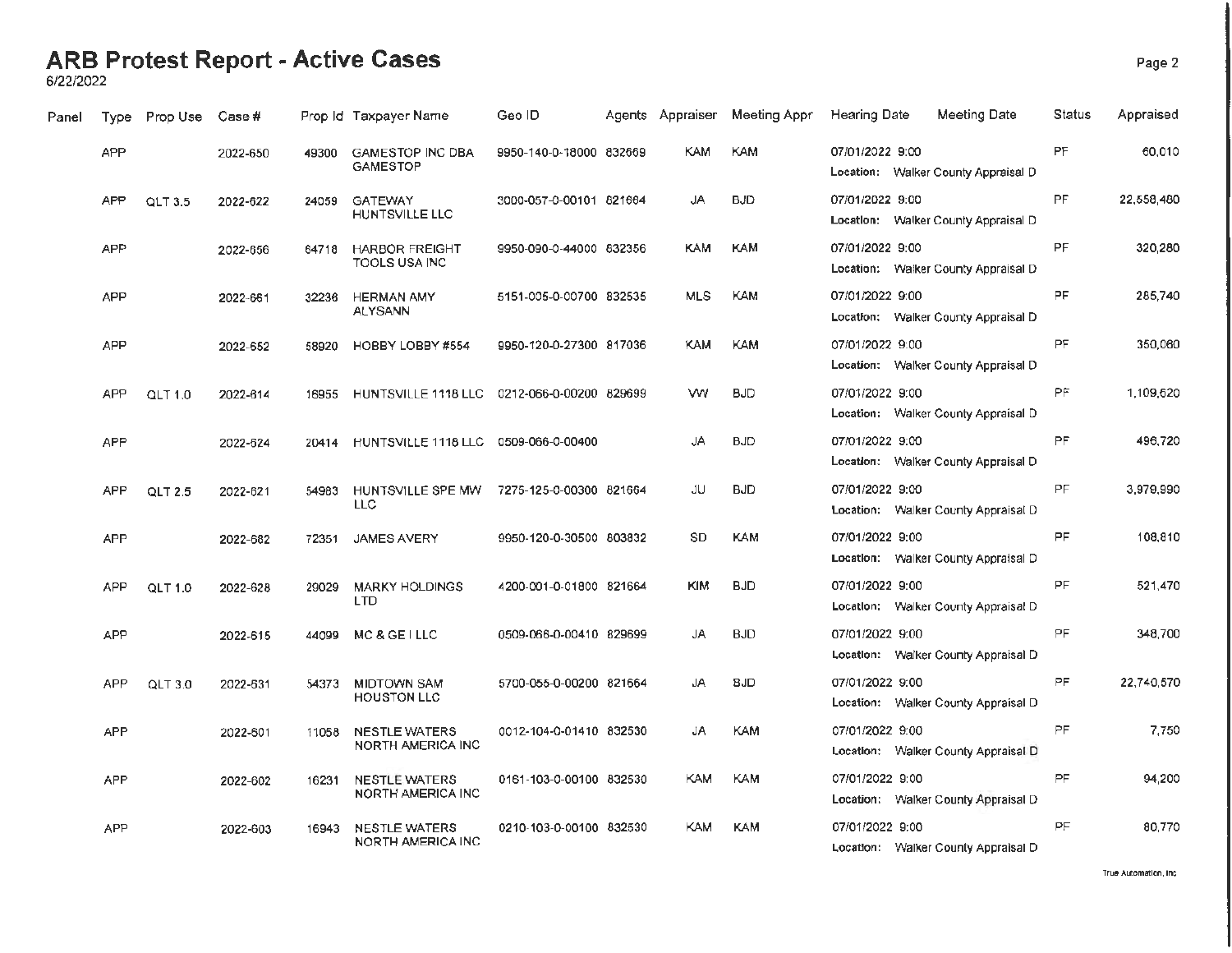# ARB Protest Report - Active Cases

6/22/2022

| Panel | Type | Prop Use | Case # | Prop Id | Taxpayer Name | Geo ID | Agents | Appraiser | Meeting Appr | Hearing Date | Meeting Date | Status | Appraised |
|---|---|---|---|---|---|---|---|---|---|---|---|---|---|
| | APP | | 2022-650 | 49300 | GAMESTOP INC DBA GAMESTOP | 9950-140-0-18000 | 832669 | KAM | KAM | 07/01/2022 9:00 Location: Walker County Appraisal D | | PF | 60,010 |
| | APP | QLT 3.5 | 2022-622 | 24059 | GATEWAY HUNTSVILLE LLC | 3000-057-0-00101 | 821664 | JA | BJD | 07/01/2022 9:00 Location: Walker County Appraisal D | | PF | 22,558,480 |
| | APP | | 2022-656 | 64716 | HARBOR FREIGHT TOOLS USA INC | 9950-090-0-44000 | 832356 | KAM | KAM | 07/01/2022 9:00 Location: Walker County Appraisal D | | PF | 320,280 |
| | APP | | 2022-661 | 32236 | HERMAN AMY ALYSANN | 5151-005-0-00700 | 832535 | MLS | KAM | 07/01/2022 9:00 Location: Walker County Appraisal D | | PF | 285,740 |
| | APP | | 2022-652 | 58920 | HOBBY LOBBY #554 | 9950-120-0-27300 | 817036 | KAM | KAM | 07/01/2022 9:00 Location: Walker County Appraisal D | | PF | 350,060 |
| | APP | QLT 1.0 | 2022-614 | 16955 | HUNTSVILLE 1118 LLC | 0212-066-0-00200 | 829699 | VW | BJD | 07/01/2022 9:00 Location: Walker County Appraisal D | | PF | 1,109,620 |
| | APP | | 2022-624 | 20414 | HUNTSVILLE 1118 LLC | 0509-066-0-00400 | | JA | BJD | 07/01/2022 9:00 Location: Walker County Appraisal D | | PF | 496,720 |
| | APP | QLT 2.5 | 2022-621 | 54983 | HUNTSVILLE SPE MW LLC | 7275-125-0-00300 | 821664 | JU | BJD | 07/01/2022 9:00 Location: Walker County Appraisal D | | PF | 3,979,990 |
| | APP | | 2022-682 | 72351 | JAMES AVERY | 9950-120-0-30500 | 803832 | SD | KAM | 07/01/2022 9:00 Location: Walker County Appraisal D | | PF | 108,810 |
| | APP | QLT 1.0 | 2022-628 | 29029 | MARKY HOLDINGS LTD | 4200-001-0-01800 | 821664 | KIM | BJD | 07/01/2022 9:00 Location: Walker County Appraisal D | | PF | 521,470 |
| | APP | | 2022-615 | 44099 | MC & GE I LLC | 0509-066-0-00410 | 829699 | JA | BJD | 07/01/2022 9:00 Location: Walker County Appraisal D | | PF | 348,700 |
| | APP | QLT 3.0 | 2022-631 | 54373 | MIDTOWN SAM HOUSTON LLC | 5700-055-0-00200 | 821664 | JA | BJD | 07/01/2022 9:00 Location: Walker County Appraisal D | | PF | 22,740,570 |
| | APP | | 2022-601 | 11058 | NESTLE WATERS NORTH AMERICA INC | 0012-104-0-01410 | 832530 | JA | KAM | 07/01/2022 9:00 Location: Walker County Appraisal D | | PF | 7,750 |
| | APP | | 2022-602 | 16231 | NESTLE WATERS NORTH AMERICA INC | 0161-103-0-00100 | 832530 | KAM | KAM | 07/01/2022 9:00 Location: Walker County Appraisal D | | PF | 94,200 |
| | APP | | 2022-603 | 16943 | NESTLE WATERS NORTH AMERICA INC | 0210-103-0-00100 | 832530 | KAM | KAM | 07/01/2022 9:00 Location: Walker County Appraisal D | | PF | 80,770 |

True Automation, Inc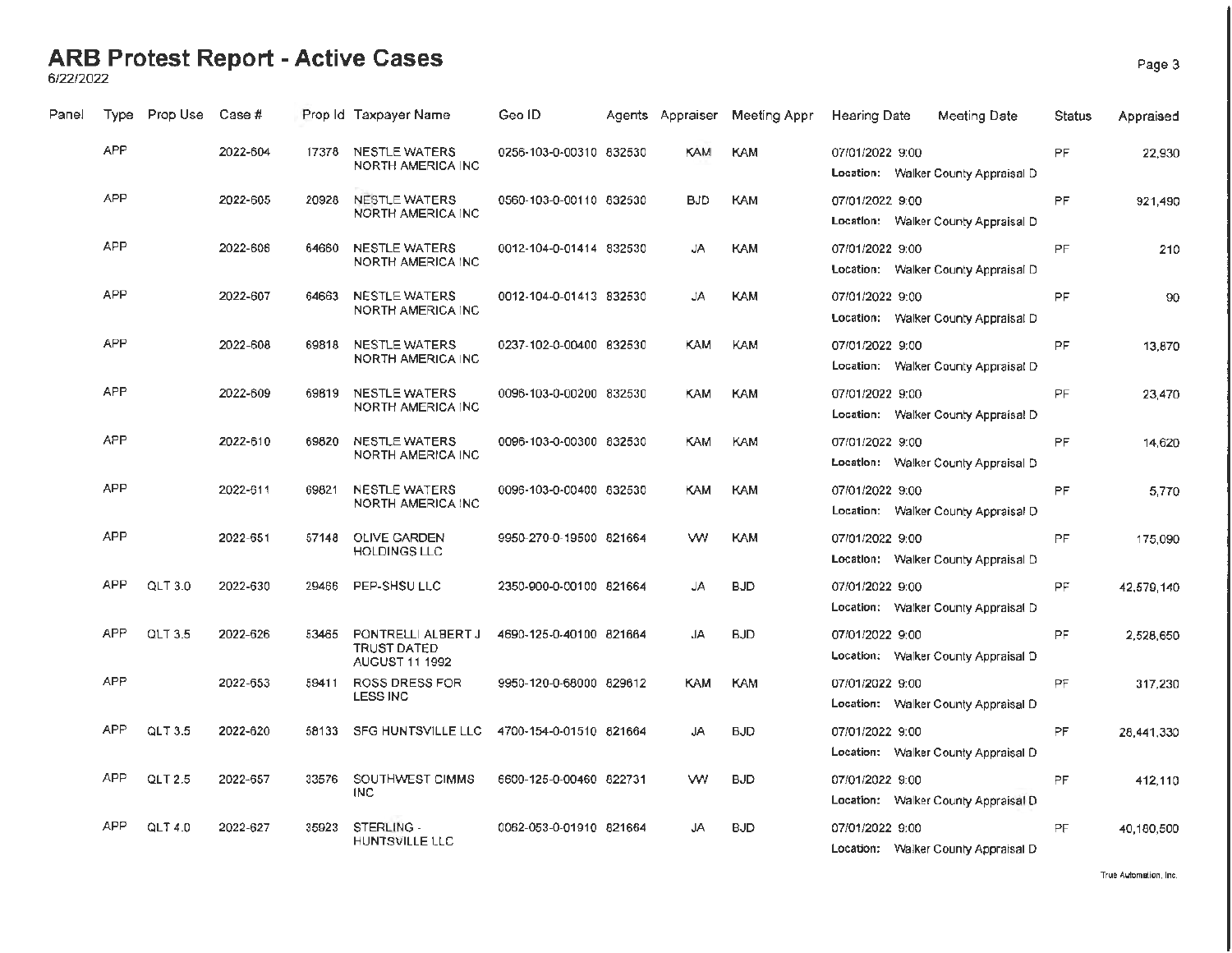# ARB Protest Report - Active Cases

6/22/2022

| Panel | Type | Prop Use | Case # | Prop Id | Taxpayer Name | Geo ID | Agents | Appraiser | Meeting Appr | Hearing Date | Meeting Date | Status | Appraised |
|---|---|---|---|---|---|---|---|---|---|---|---|---|---|
| | APP | | 2022-604 | 17378 | NESTLE WATERS NORTH AMERICA INC | 0256-103-0-00310 | 832530 | KAM | KAM | 07/01/2022 9:00 Location: Walker County Appraisal D | | PF | 22,930 |
| | APP | | 2022-605 | 20928 | NESTLE WATERS NORTH AMERICA INC | 0560-103-0-00110 | 832530 | BJD | KAM | 07/01/2022 9:00 Location: Walker County Appraisal D | | PF | 921,490 |
| | APP | | 2022-606 | 64660 | NESTLE WATERS NORTH AMERICA INC | 0012-104-0-01414 | 832530 | JA | KAM | 07/01/2022 9:00 Location: Walker County Appraisal D | | PF | 210 |
| | APP | | 2022-607 | 64663 | NESTLE WATERS NORTH AMERICA INC | 0012-104-0-01413 | 832530 | JA | KAM | 07/01/2022 9:00 Location: Walker County Appraisal D | | PF | 90 |
| | APP | | 2022-608 | 69818 | NESTLE WATERS NORTH AMERICA INC | 0237-102-0-00400 | 832530 | KAM | KAM | 07/01/2022 9:00 Location: Walker County Appraisal D | | PF | 13,870 |
| | APP | | 2022-609 | 69819 | NESTLE WATERS NORTH AMERICA INC | 0096-103-0-00200 | 832530 | KAM | KAM | 07/01/2022 9:00 Location: Walker County Appraisal D | | PF | 23,470 |
| | APP | | 2022-610 | 69820 | NESTLE WATERS NORTH AMERICA INC | 0096-103-0-00300 | 832530 | KAM | KAM | 07/01/2022 9:00 Location: Walker County Appraisal D | | PF | 14,620 |
| | APP | | 2022-611 | 69821 | NESTLE WATERS NORTH AMERICA INC | 0096-103-0-00400 | 832530 | KAM | KAM | 07/01/2022 9:00 Location: Walker County Appraisal D | | PF | 5,770 |
| | APP | | 2022-651 | 57148 | OLIVE GARDEN HOLDINGS LLC | 9950-270-0-19500 | 821664 | VW | KAM | 07/01/2022 9:00 Location: Walker County Appraisal D | | PF | 175,090 |
| | APP | QLT 3.0 | 2022-630 | 29466 | PEP-SHSU LLC | 2350-900-0-00100 | 821664 | JA | BJD | 07/01/2022 9:00 Location: Walker County Appraisal D | | PF | 42,579,140 |
| | APP | QLT 3.5 | 2022-626 | 53465 | PONTRELLI ALBERT J TRUST DATED AUGUST 11 1992 | 4690-125-0-40100 | 821664 | JA | BJD | 07/01/2022 9:00 Location: Walker County Appraisal D | | PF | 2,528,650 |
| | APP | | 2022-653 | 59411 | ROSS DRESS FOR LESS INC | 9950-120-0-68000 | 829612 | KAM | KAM | 07/01/2022 9:00 Location: Walker County Appraisal D | | PF | 317,230 |
| | APP | QLT 3.5 | 2022-620 | 58133 | SFG HUNTSVILLE LLC | 4700-154-0-01510 | 821664 | JA | BJD | 07/01/2022 9:00 Location: Walker County Appraisal D | | PF | 26,441,330 |
| | APP | QLT 2.5 | 2022-657 | 33576 | SOUTHWEST CIMMS INC | 6600-125-0-00460 | 822731 | VW | BJD | 07/01/2022 9:00 Location: Walker County Appraisal D | | PF | 412,110 |
| | APP | QLT 4.0 | 2022-627 | 35923 | STERLING - HUNTSVILLE LLC | 0062-053-0-01910 | 821664 | JA | BJD | 07/01/2022 9:00 Location: Walker County Appraisal D | | PF | 40,180,500 |

True Automation, Inc.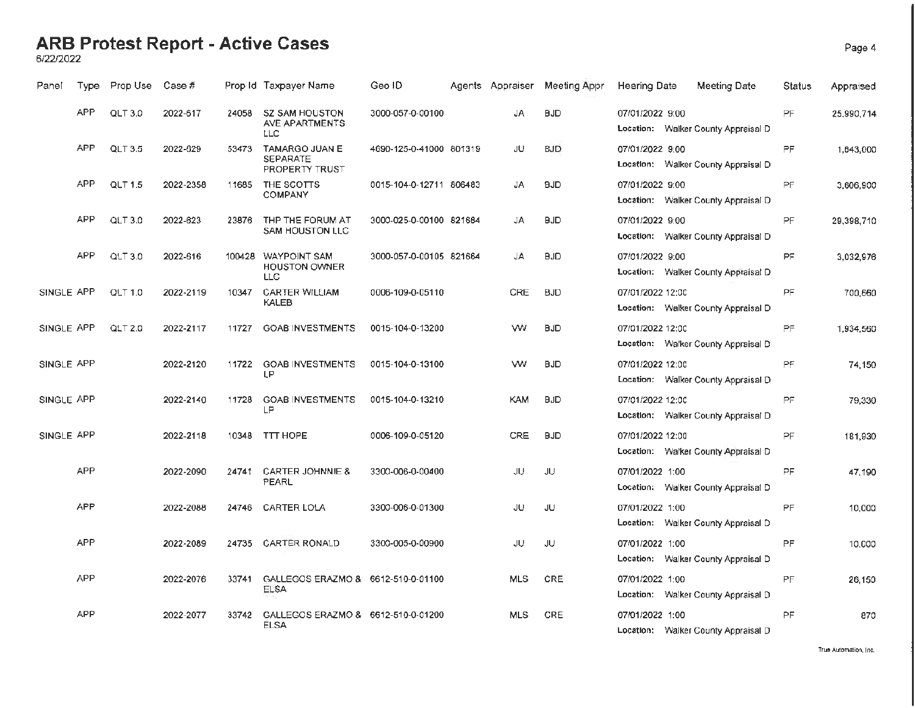# ARB Protest Report - Active Cases

6/22/2022

| Panel | Type | Prop Use | Case # | Prop Id | Taxpayer Name | Geo ID | Agents | Appraiser | Meeting Appr | Hearing Date | Meeting Date | Status | Appraised |
|---|---|---|---|---|---|---|---|---|---|---|---|---|---|
| | APP | QLT 3.0 | 2022-617 | 24058 | SZ SAM HOUSTON AVE APARTMENTS LLC | 3000-057-0-00100 | | JA | BJD | 07/01/2022 9:00 Location: Walker County Appraisal D | | PF | 25,990,714 |
| | APP | QLT 3.5 | 2022-629 | 53473 | TAMARGO JUAN E SEPARATE PROPERTY TRUST | 4690-125-0-41000 | 801319 | JU | BJD | 07/01/2022 9:00 Location: Walker County Appraisal D | | PF | 1,643,000 |
| | APP | QLT 1.5 | 2022-2358 | 11685 | THE SCOTTS COMPANY | 0015-104-0-12711 | 806483 | JA | BJD | 07/01/2022 9:00 Location: Walker County Appraisal D | | PF | 3,606,900 |
| | APP | QLT 3.0 | 2022-623 | 23876 | THP THE FORUM AT SAM HOUSTON LLC | 3000-025-0-00100 | 821684 | JA | BJD | 07/01/2022 9:00 Location: Walker County Appraisal D | | PF | 29,398,710 |
| | APP | QLT 3.0 | 2022-616 | 100428 | WAYPOINT SAM HOUSTON OWNER LLC | 3000-057-0-00105 | 821664 | JA | BJD | 07/01/2022 9:00 Location: Walker County Appraisal D | | PF | 3,032,976 |
| SINGLE | APP | QLT 1.0 | 2022-2119 | 10347 | CARTER WILLIAM KALEB | 0006-109-0-05110 | | CRE | BJD | 07/01/2022 12:00 Location: Walker County Appraisal D | | PF | 700,660 |
| SINGLE | APP | QLT 2.0 | 2022-2117 | 11727 | GOAB INVESTMENTS | 0015-104-0-13200 | | VW | BJD | 07/01/2022 12:00 Location: Walker County Appraisal D | | PF | 1,934,560 |
| SINGLE | APP | | 2022-2120 | 11722 | GOAB INVESTMENTS LP | 0015-104-0-13100 | | VW | BJD | 07/01/2022 12:00 Location: Walker County Appraisal D | | PF | 74,150 |
| SINGLE | APP | | 2022-2140 | 11728 | GOAB INVESTMENTS LP | 0015-104-0-13210 | | KAM | BJD | 07/01/2022 12:00 Location: Walker County Appraisal D | | PF | 79,330 |
| SINGLE | APP | | 2022-2118 | 10348 | TTT HOPE | 0006-109-0-05120 | | CRE | BJD | 07/01/2022 12:00 Location: Walker County Appraisal D | | PF | 181,930 |
| | APP | | 2022-2090 | 24741 | CARTER JOHNNIE & PEARL | 3300-006-0-00400 | | JU | JU | 07/01/2022 1:00 Location: Walker County Appraisal D | | PF | 47,190 |
| | APP | | 2022-2088 | 24746 | CARTER LOLA | 3300-006-0-01300 | | JU | JU | 07/01/2022 1:00 Location: Walker County Appraisal D | | PF | 10,000 |
| | APP | | 2022-2089 | 24735 | CARTER RONALD | 3300-005-0-00900 | | JU | JU | 07/01/2022 1:00 Location: Walker County Appraisal D | | PF | 10,000 |
| | APP | | 2022-2076 | 33741 | GALLEGOS ERAZMO & ELSA | 6612-510-0-01100 | | MLS | CRE | 07/01/2022 1:00 Location: Walker County Appraisal D | | PF | 26,150 |
| | APP | | 2022-2077 | 33742 | GALLEGOS ERAZMO & ELSA | 6612-510-0-01200 | | MLS | CRE | 07/01/2022 1:00 Location: Walker County Appraisal D | | PF | 870 |

True Automation, Inc.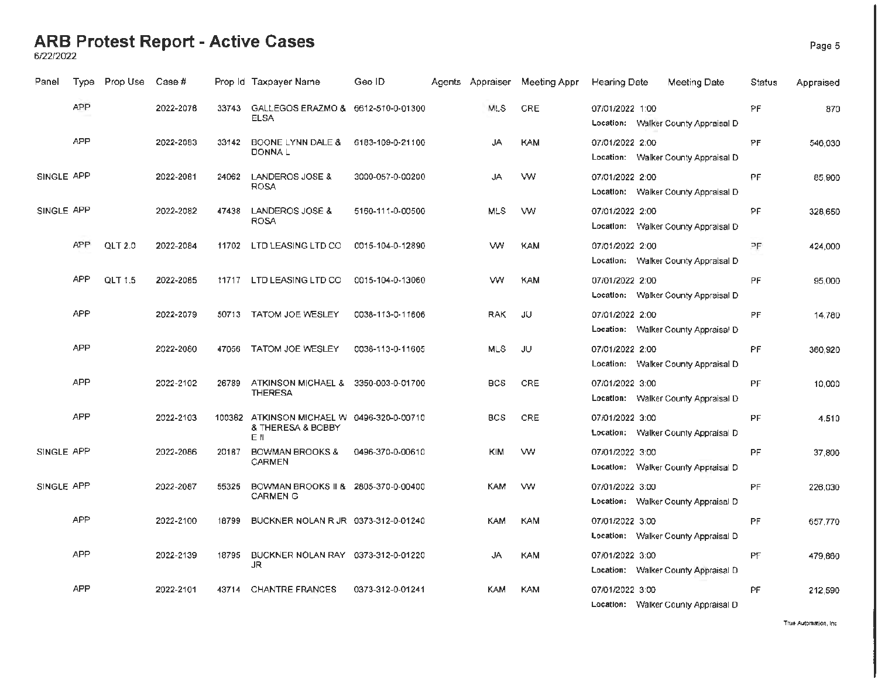# ARB Protest Report - Active Cases

6/22/2022

| Panel | Type | Prop Use | Case # | Prop Id | Taxpayer Name | Geo ID | Agents | Appraiser | Meeting Appr | Hearing Date | Meeting Date | Status | Appraised |
|---|---|---|---|---|---|---|---|---|---|---|---|---|---|
| | APP | | 2022-2078 | 33743 | GALLEGOS ERAZMO & ELSA | 6612-510-0-01300 | | MLS | CRE | 07/01/2022 1:00 Location: Walker County Appraisal D | | PF | 870 |
| | APP | | 2022-2083 | 33142 | BOONE LYNN DALE & DONNA L | 6183-109-0-21100 | | JA | KAM | 07/01/2022 2:00 Location: Walker County Appraisal D | | PF | 546,030 |
| SINGLE | APP | | 2022-2081 | 24062 | LANDEROS JOSE & ROSA | 3000-057-0-00200 | | JA | VW | 07/01/2022 2:00 Location: Walker County Appraisal D | | PF | 65,900 |
| SINGLE | APP | | 2022-2082 | 47438 | LANDEROS JOSE & ROSA | 5160-111-0-00500 | | MLS | VW | 07/01/2022 2:00 Location: Walker County Appraisal D | | PF | 328,650 |
| | APP | QLT 2.0 | 2022-2084 | 11702 | LTD LEASING LTD CO | 0015-104-0-12890 | | VW | KAM | 07/01/2022 2:00 Location: Walker County Appraisal D | | PF | 424,000 |
| | APP | QLT 1.5 | 2022-2085 | 11717 | LTD LEASING LTD CO | 0015-104-0-13060 | | VW | KAM | 07/01/2022 2:00 Location: Walker County Appraisal D | | PF | 95,000 |
| | APP | | 2022-2079 | 50713 | TATOM JOE WESLEY | 0038-113-0-11606 | | RAK | JU | 07/01/2022 2:00 Location: Walker County Appraisal D | | PF | 14,780 |
| | APP | | 2022-2080 | 47056 | TATOM JOE WESLEY | 0038-113-0-11605 | | MLS | JU | 07/01/2022 2:00 Location: Walker County Appraisal D | | PF | 360,920 |
| | APP | | 2022-2102 | 26789 | ATKINSON MICHAEL & THERESA | 3350-003-0-01700 | | BCS | CRE | 07/01/2022 3:00 Location: Walker County Appraisal D | | PF | 10,000 |
| | APP | | 2022-2103 | 100382 | ATKINSON MICHAEL W & THERESA & BOBBY E II | 0496-320-0-00710 | | BCS | CRE | 07/01/2022 3:00 Location: Walker County Appraisal D | | PF | 4,510 |
| SINGLE | APP | | 2022-2086 | 20187 | BOWMAN BROOKS & CARMEN | 0496-370-0-00610 | | KIM | VW | 07/01/2022 3:00 Location: Walker County Appraisal D | | PF | 37,800 |
| SINGLE | APP | | 2022-2087 | 55325 | BOWMAN BROOKS II & CARMEN G | 2805-370-0-00400 | | KAM | VW | 07/01/2022 3:00 Location: Walker County Appraisal D | | PF | 226,030 |
| | APP | | 2022-2100 | 18799 | BUCKNER NOLAN R JR | 0373-312-0-01240 | | KAM | KAM | 07/01/2022 3:00 Location: Walker County Appraisal D | | PF | 657,770 |
| | APP | | 2022-2139 | 18795 | BUCKNER NOLAN RAY JR | 0373-312-0-01220 | | JA | KAM | 07/01/2022 3:00 Location: Walker County Appraisal D | | PF | 479,860 |
| | APP | | 2022-2101 | 43714 | CHANTRE FRANCES | 0373-312-0-01241 | | KAM | KAM | 07/01/2022 3:00 Location: Walker County Appraisal D | | PF | 212,590 |

True Automation, Inc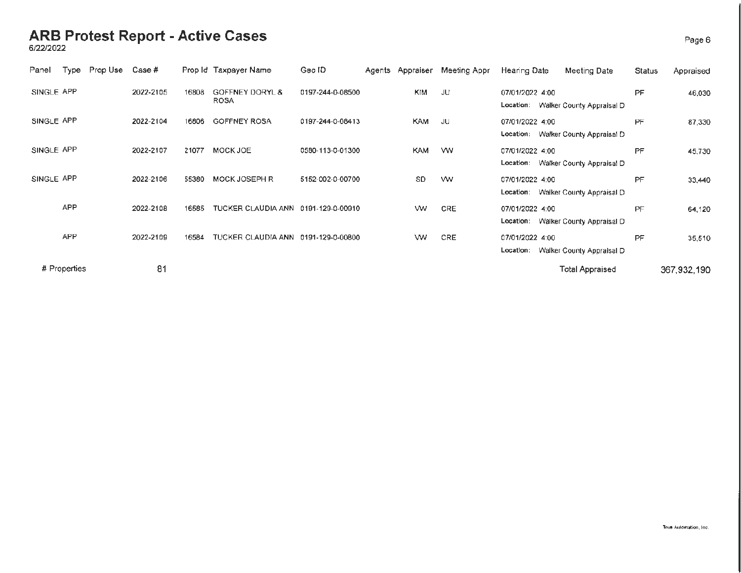# ARB Protest Report - Active Cases

6/22/2022

| Panel | Type | Prop Use | Case # | Prop Id | Taxpayer Name | Geo ID | Agents | Appraiser | Meeting Appr | Hearing Date | Meeting Date | Status | Appraised |
|---|---|---|---|---|---|---|---|---|---|---|---|---|---|
| SINGLE | APP | | 2022-2105 | 16808 | GOFFNEY DORYL & ROSA | 0197-244-0-08500 | | KIM | JU | 07/01/2022 4:00<br>Location: Walker County Appraisal D | | PF | 46,030 |
| SINGLE | APP | | 2022-2104 | 16806 | GOFFNEY ROSA | 0197-244-0-08413 | | KAM | JU | 07/01/2022 4:00<br>Location: Walker County Appraisal D | | PF | 87,330 |
| SINGLE | APP | | 2022-2107 | 21077 | MOCK JOE | 0580-113-0-01300 | | KAM | VW | 07/01/2022 4:00<br>Location: Walker County Appraisal D | | PF | 45,730 |
| SINGLE | APP | | 2022-2106 | 55380 | MOCK JOSEPH R | 5152-002-0-00700 | | SD | VW | 07/01/2022 4:00<br>Location: Walker County Appraisal D | | PF | 33,440 |
| | APP | | 2022-2108 | 16585 | TUCKER CLAUDIA ANN | 0191-129-0-00910 | | VW | CRE | 07/01/2022 4:00<br>Location: Walker County Appraisal D | | PF | 64,120 |
| | APP | | 2022-2109 | 16584 | TUCKER CLAUDIA ANN | 0191-129-0-00800 | | VW | CRE | 07/01/2022 4:00<br>Location: Walker County Appraisal D | | PF | 35,510 |

# Properties 81

Total Appraised 367,932,190

True Automation, Inc.